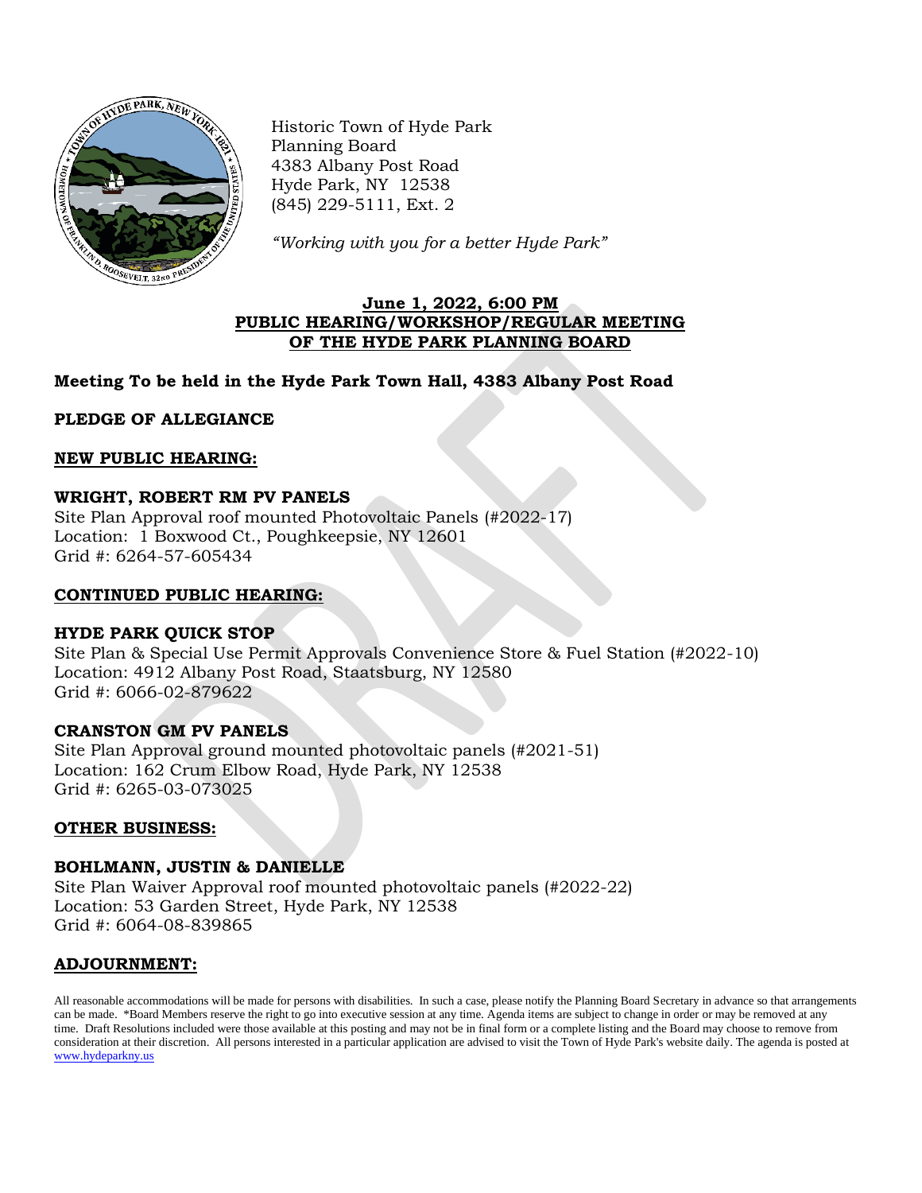Historic Town of Hyde Park
Planning Board
4383 Albany Post Road
Hyde Park, NY 12538
(845) 229-5111, Ext. 2

*"Working with you for a better Hyde Park"*

**June 1, 2022, 6:00 PM**
**PUBLIC HEARING/WORKSHOP/REGULAR MEETING**
**OF THE HYDE PARK PLANNING BOARD**

**Meeting To be held in the Hyde Park Town Hall, 4383 Albany Post Road**

**PLEDGE OF ALLEGIANCE**

## NEW PUBLIC HEARING:

**WRIGHT, ROBERT RM PV PANELS**
Site Plan Approval roof mounted Photovoltaic Panels (#2022-17)
Location: 1 Boxwood Ct., Poughkeepsie, NY 12601
Grid #: 6264-57-605434

## CONTINUED PUBLIC HEARING:

**HYDE PARK QUICK STOP**
Site Plan & Special Use Permit Approvals Convenience Store & Fuel Station (#2022-10)
Location: 4912 Albany Post Road, Staatsburg, NY 12580
Grid #: 6066-02-879622

**CRANSTON GM PV PANELS**
Site Plan Approval ground mounted photovoltaic panels (#2021-51)
Location: 162 Crum Elbow Road, Hyde Park, NY 12538
Grid #: 6265-03-073025

## OTHER BUSINESS:

**BOHLMANN, JUSTIN & DANIELLE**
Site Plan Waiver Approval roof mounted photovoltaic panels (#2022-22)
Location: 53 Garden Street, Hyde Park, NY 12538
Grid #: 6064-08-839865

## ADJOURNMENT:

All reasonable accommodations will be made for persons with disabilities. In such a case, please notify the Planning Board Secretary in advance so that arrangements can be made. *Board Members reserve the right to go into executive session at any time. Agenda items are subject to change in order or may be removed at any time. Draft Resolutions included were those available at this posting and may not be in final form or a complete listing and the Board may choose to remove from consideration at their discretion. All persons interested in a particular application are advised to visit the Town of Hyde Park's website daily. The agenda is posted at www.hydeparkny.us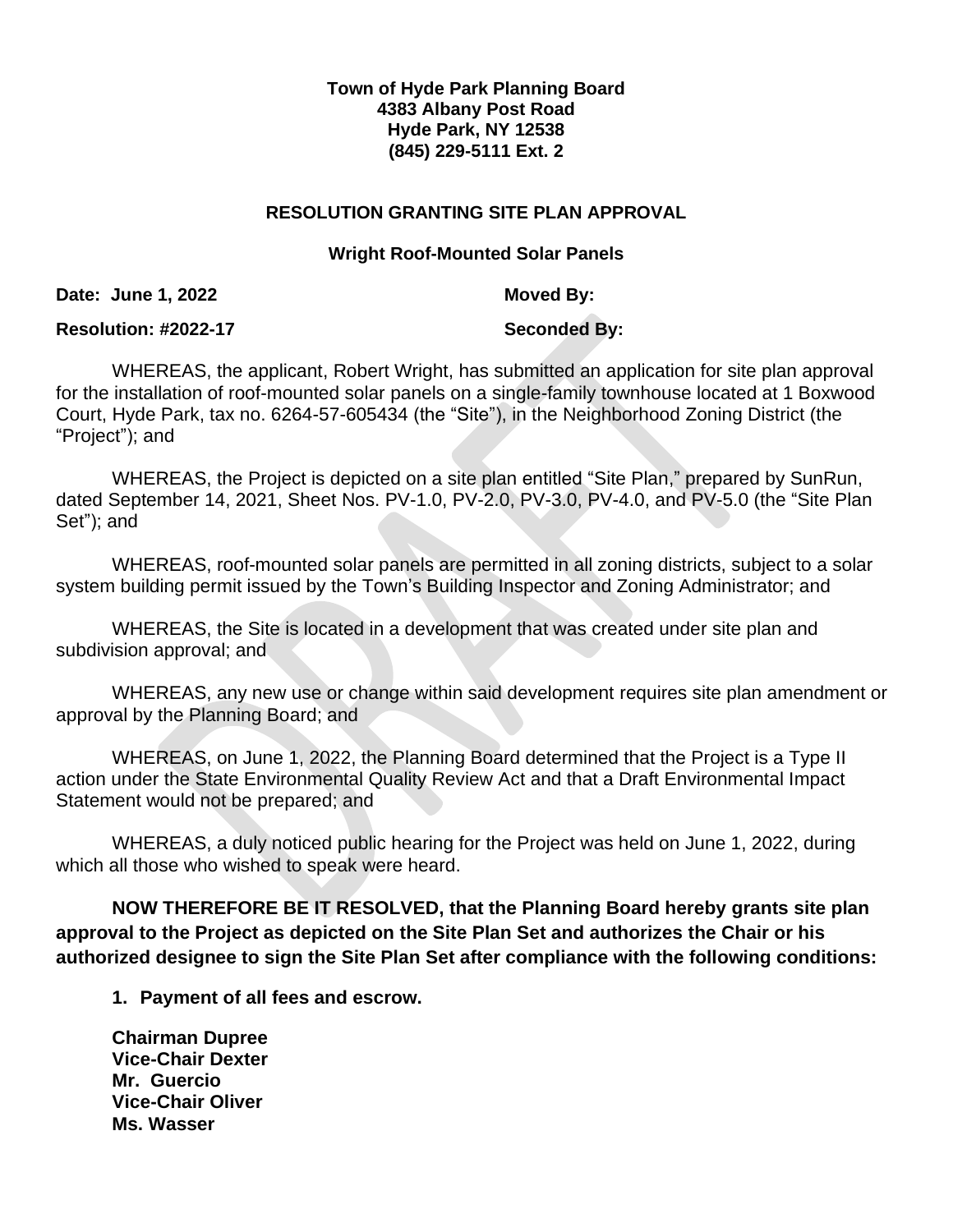**Town of Hyde Park Planning Board**
**4383 Albany Post Road**
**Hyde Park, NY 12538**
**(845) 229-5111 Ext. 2**

## RESOLUTION GRANTING SITE PLAN APPROVAL

### Wright Roof-Mounted Solar Panels

**Date: June 1, 2022** **Moved By:**

**Resolution: #2022-17** **Seconded By:**

WHEREAS, the applicant, Robert Wright, has submitted an application for site plan approval for the installation of roof-mounted solar panels on a single-family townhouse located at 1 Boxwood Court, Hyde Park, tax no. 6264-57-605434 (the "Site"), in the Neighborhood Zoning District (the "Project"); and

WHEREAS, the Project is depicted on a site plan entitled "Site Plan," prepared by SunRun, dated September 14, 2021, Sheet Nos. PV-1.0, PV-2.0, PV-3.0, PV-4.0, and PV-5.0 (the "Site Plan Set"); and

WHEREAS, roof-mounted solar panels are permitted in all zoning districts, subject to a solar system building permit issued by the Town's Building Inspector and Zoning Administrator; and

WHEREAS, the Site is located in a development that was created under site plan and subdivision approval; and

WHEREAS, any new use or change within said development requires site plan amendment or approval by the Planning Board; and

WHEREAS, on June 1, 2022, the Planning Board determined that the Project is a Type II action under the State Environmental Quality Review Act and that a Draft Environmental Impact Statement would not be prepared; and

WHEREAS, a duly noticed public hearing for the Project was held on June 1, 2022, during which all those who wished to speak were heard.

**NOW THEREFORE BE IT RESOLVED, that the Planning Board hereby grants site plan approval to the Project as depicted on the Site Plan Set and authorizes the Chair or his authorized designee to sign the Site Plan Set after compliance with the following conditions:**

1. **Payment of all fees and escrow.**

**Chairman Dupree**
**Vice-Chair Dexter**
**Mr. Guercio**
**Vice-Chair Oliver**
**Ms. Wasser**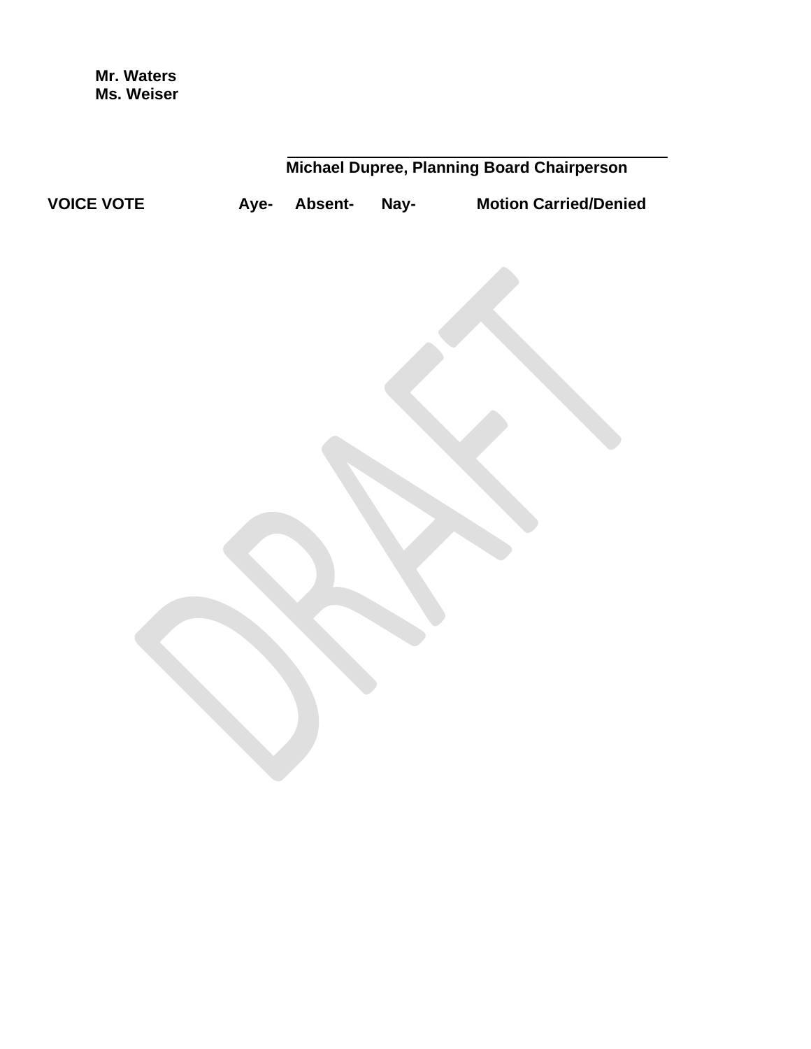**Mr. Waters**
**Ms. Weiser**

\_\_\_\_\_\_\_\_\_\_\_\_\_\_\_\_\_\_\_\_\_\_\_\_\_\_\_\_\_\_\_\_\_\_\_\_\_\_\_\_\_\_\_\_
**Michael Dupree, Planning Board Chairperson**

**VOICE VOTE Aye- Absent- Nay- Motion Carried/Denied**

DRAFT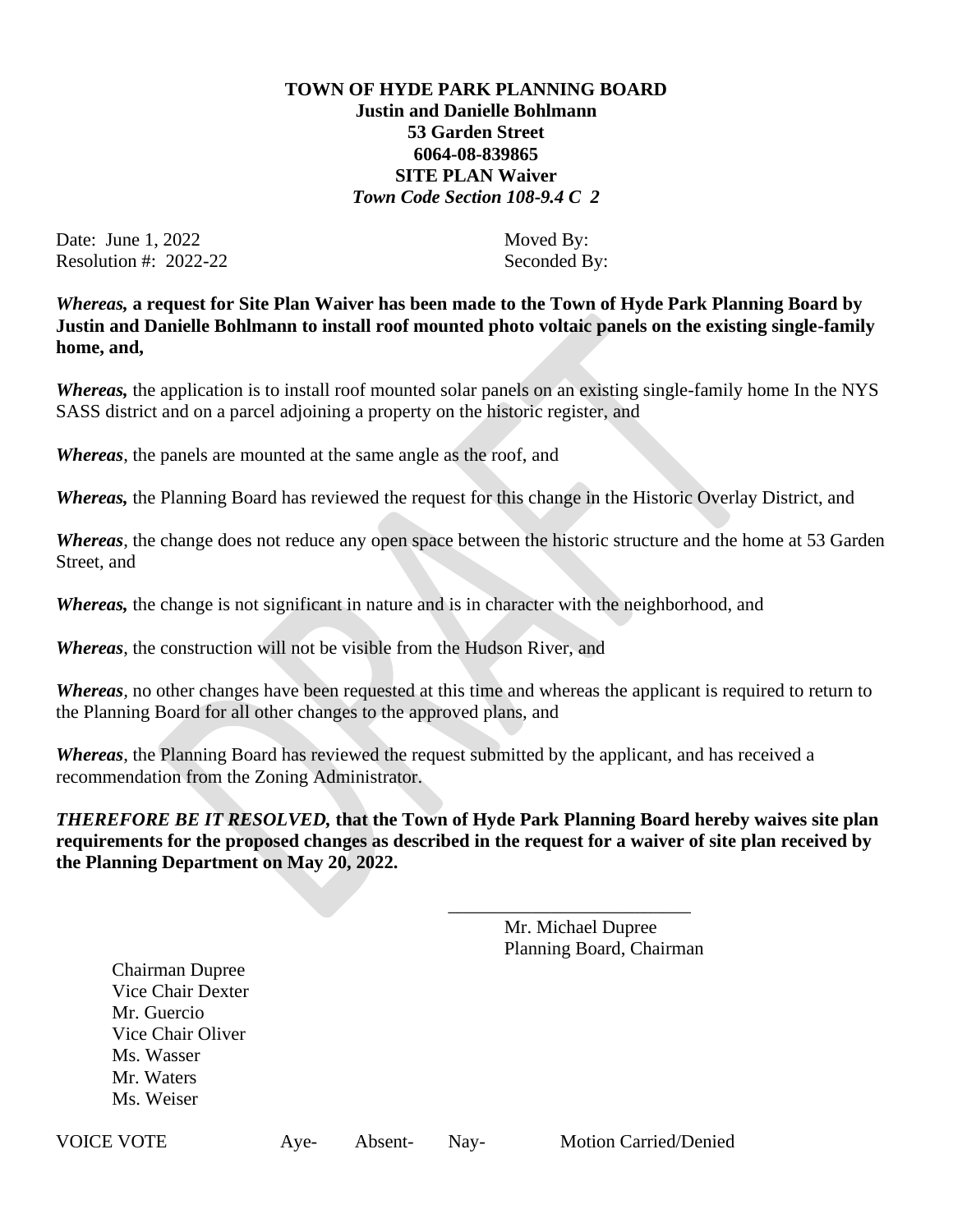**TOWN OF HYDE PARK PLANNING BOARD**
**Justin and Danielle Bohlmann**
**53 Garden Street**
**6064-08-839865**
**SITE PLAN Waiver**
***Town Code Section 108-9.4 C 2***

Date: June 1, 2022
Resolution #: 2022-22

Moved By:
Seconded By:

***Whereas,* a request for Site Plan Waiver has been made to the Town of Hyde Park Planning Board by Justin and Danielle Bohlmann to install roof mounted photo voltaic panels on the existing single-family home, and,**

***Whereas,*** the application is to install roof mounted solar panels on an existing single-family home In the NYS SASS district and on a parcel adjoining a property on the historic register, and

***Whereas***, the panels are mounted at the same angle as the roof, and

***Whereas,*** the Planning Board has reviewed the request for this change in the Historic Overlay District, and

***Whereas***, the change does not reduce any open space between the historic structure and the home at 53 Garden Street, and

***Whereas,*** the change is not significant in nature and is in character with the neighborhood, and

***Whereas***, the construction will not be visible from the Hudson River, and

***Whereas***, no other changes have been requested at this time and whereas the applicant is required to return to the Planning Board for all other changes to the approved plans, and

***Whereas***, the Planning Board has reviewed the request submitted by the applicant, and has received a recommendation from the Zoning Administrator.

***THEREFORE BE IT RESOLVED,* that the Town of Hyde Park Planning Board hereby waives site plan requirements for the proposed changes as described in the request for a waiver of site plan received by the Planning Department on May 20, 2022.**

\_\_\_\_\_\_\_\_\_\_\_\_\_\_\_\_\_\_\_\_\_\_\_\_\_\_
Mr. Michael Dupree
Planning Board, Chairman

Chairman Dupree
Vice Chair Dexter
Mr. Guercio
Vice Chair Oliver
Ms. Wasser
Mr. Waters
Ms. Weiser

VOICE VOTE Aye- Absent- Nay- Motion Carried/Denied